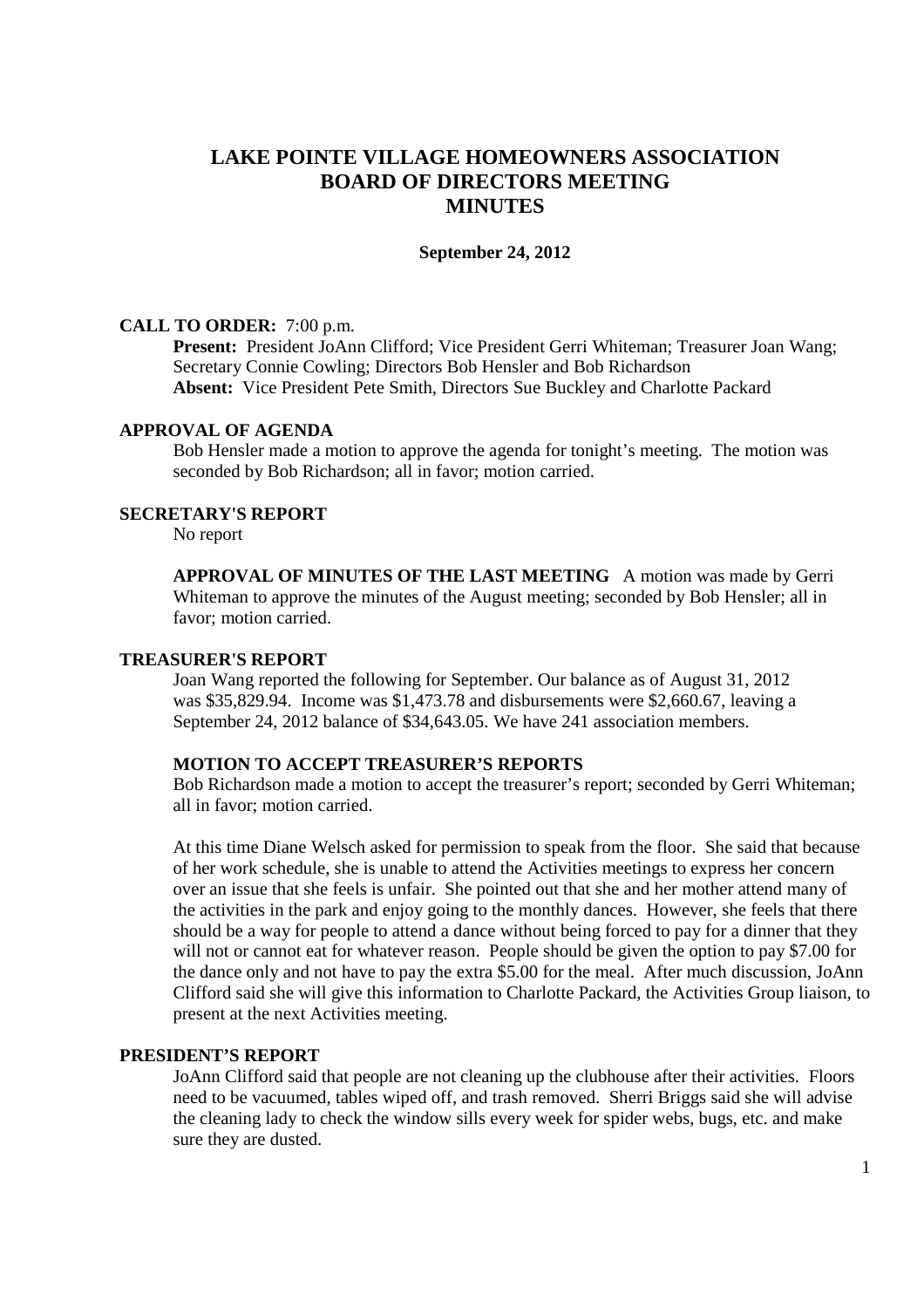# LAKE POINTE VILLAGE HOMEOWNERS ASSOCIATION
# BOARD OF DIRECTORS MEETING
# MINUTES

**September 24, 2012**

## CALL TO ORDER: 7:00 p.m.

**Present:** President JoAnn Clifford; Vice President Gerri Whiteman; Treasurer Joan Wang; Secretary Connie Cowling; Directors Bob Hensler and Bob Richardson
**Absent:** Vice President Pete Smith, Directors Sue Buckley and Charlotte Packard

## APPROVAL OF AGENDA

Bob Hensler made a motion to approve the agenda for tonight's meeting. The motion was seconded by Bob Richardson; all in favor; motion carried.

## SECRETARY'S REPORT

No report

**APPROVAL OF MINUTES OF THE LAST MEETING** A motion was made by Gerri Whiteman to approve the minutes of the August meeting; seconded by Bob Hensler; all in favor; motion carried.

## TREASURER'S REPORT

Joan Wang reported the following for September. Our balance as of August 31, 2012 was $35,829.94. Income was $1,473.78 and disbursements were $2,660.67, leaving a September 24, 2012 balance of $34,643.05. We have 241 association members.

**MOTION TO ACCEPT TREASURER'S REPORTS**

Bob Richardson made a motion to accept the treasurer's report; seconded by Gerri Whiteman; all in favor; motion carried.

At this time Diane Welsch asked for permission to speak from the floor. She said that because of her work schedule, she is unable to attend the Activities meetings to express her concern over an issue that she feels is unfair. She pointed out that she and her mother attend many of the activities in the park and enjoy going to the monthly dances. However, she feels that there should be a way for people to attend a dance without being forced to pay for a dinner that they will not or cannot eat for whatever reason. People should be given the option to pay $7.00 for the dance only and not have to pay the extra $5.00 for the meal. After much discussion, JoAnn Clifford said she will give this information to Charlotte Packard, the Activities Group liaison, to present at the next Activities meeting.

## PRESIDENT'S REPORT

JoAnn Clifford said that people are not cleaning up the clubhouse after their activities. Floors need to be vacuumed, tables wiped off, and trash removed. Sherri Briggs said she will advise the cleaning lady to check the window sills every week for spider webs, bugs, etc. and make sure they are dusted.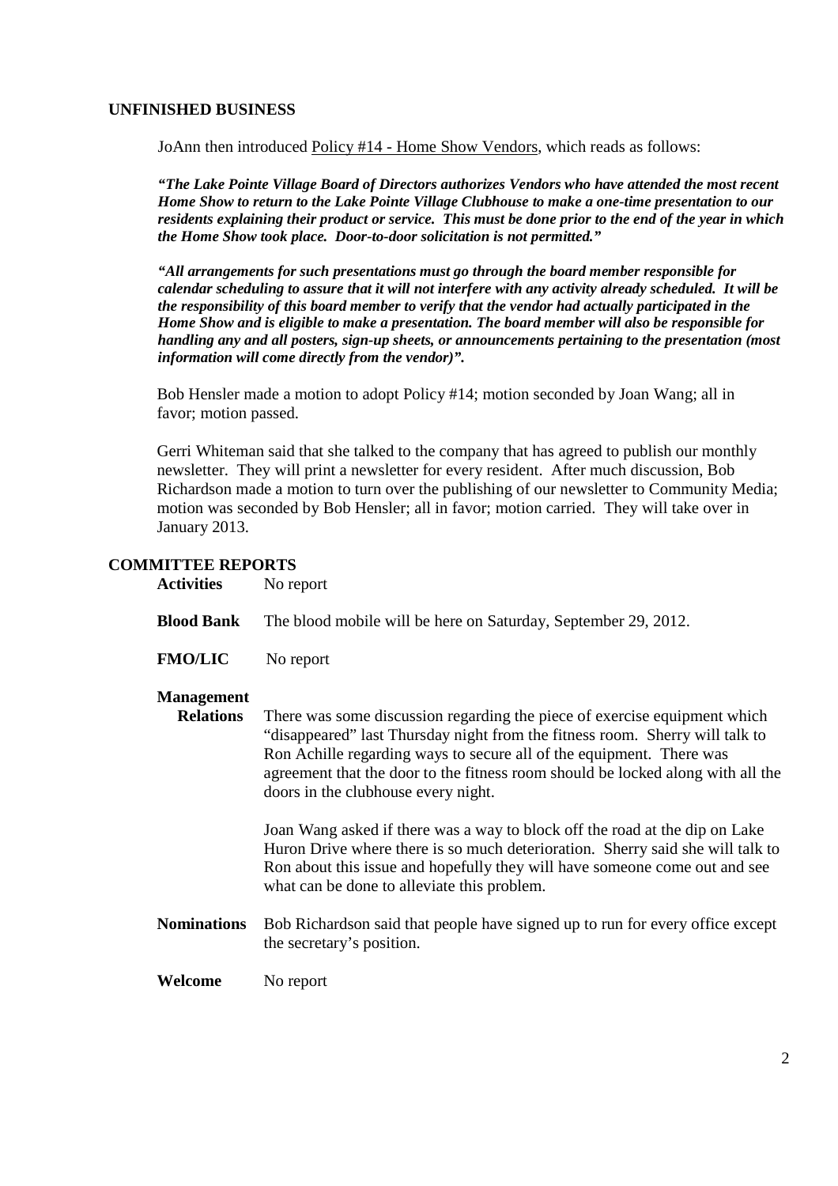## UNFINISHED BUSINESS

JoAnn then introduced Policy #14 - Home Show Vendors, which reads as follows:

***"The Lake Pointe Village Board of Directors authorizes Vendors who have attended the most recent Home Show to return to the Lake Pointe Village Clubhouse to make a one-time presentation to our residents explaining their product or service. This must be done prior to the end of the year in which the Home Show took place. Door-to-door solicitation is not permitted."***

***"All arrangements for such presentations must go through the board member responsible for calendar scheduling to assure that it will not interfere with any activity already scheduled. It will be the responsibility of this board member to verify that the vendor had actually participated in the Home Show and is eligible to make a presentation. The board member will also be responsible for handling any and all posters, sign-up sheets, or announcements pertaining to the presentation (most information will come directly from the vendor)".***

Bob Hensler made a motion to adopt Policy #14; motion seconded by Joan Wang; all in favor; motion passed.

Gerri Whiteman said that she talked to the company that has agreed to publish our monthly newsletter. They will print a newsletter for every resident. After much discussion, Bob Richardson made a motion to turn over the publishing of our newsletter to Community Media; motion was seconded by Bob Hensler; all in favor; motion carried. They will take over in January 2013.

## COMMITTEE REPORTS

**Activities** No report

**Blood Bank** The blood mobile will be here on Saturday, September 29, 2012.

**FMO/LIC** No report

**Management Relations** There was some discussion regarding the piece of exercise equipment which "disappeared" last Thursday night from the fitness room. Sherry will talk to Ron Achille regarding ways to secure all of the equipment. There was agreement that the door to the fitness room should be locked along with all the doors in the clubhouse every night.

Joan Wang asked if there was a way to block off the road at the dip on Lake Huron Drive where there is so much deterioration. Sherry said she will talk to Ron about this issue and hopefully they will have someone come out and see what can be done to alleviate this problem.

**Nominations** Bob Richardson said that people have signed up to run for every office except the secretary's position.

**Welcome** No report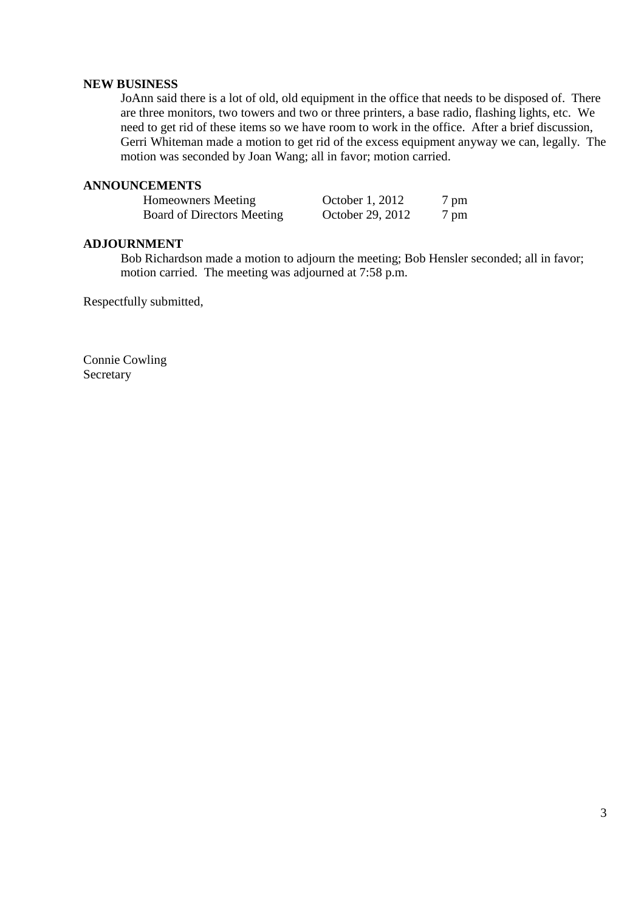## NEW BUSINESS

JoAnn said there is a lot of old, old equipment in the office that needs to be disposed of. There are three monitors, two towers and two or three printers, a base radio, flashing lights, etc. We need to get rid of these items so we have room to work in the office. After a brief discussion, Gerri Whiteman made a motion to get rid of the excess equipment anyway we can, legally. The motion was seconded by Joan Wang; all in favor; motion carried.

## ANNOUNCEMENTS

| | | |
|---|---|---|
| Homeowners Meeting | October 1, 2012 | 7 pm |
| Board of Directors Meeting | October 29, 2012 | 7 pm |

## ADJOURNMENT

Bob Richardson made a motion to adjourn the meeting; Bob Hensler seconded; all in favor; motion carried. The meeting was adjourned at 7:58 p.m.

Respectfully submitted,

Connie Cowling
Secretary